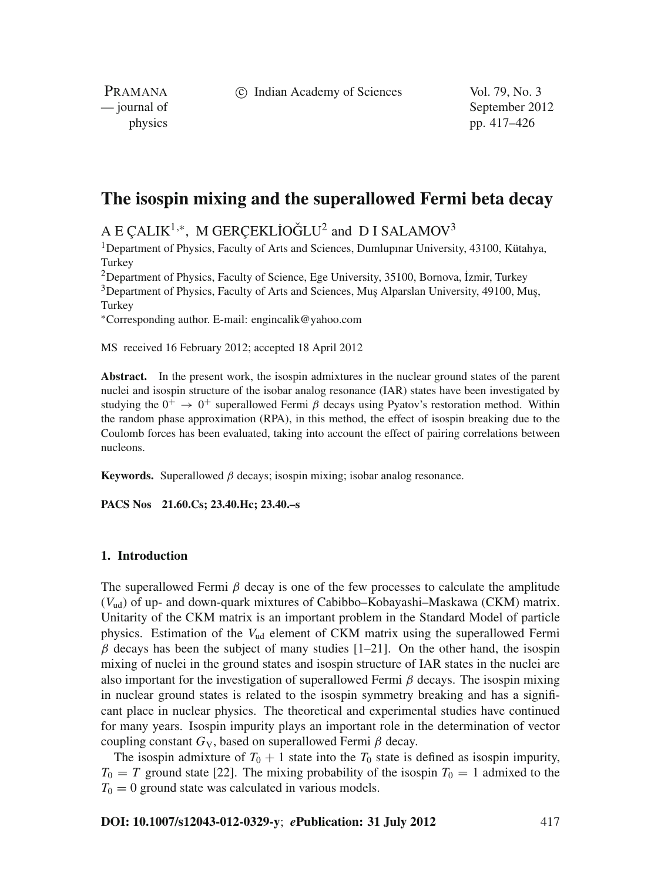# The isospin mixing and the superallowed Fermi beta decay

A E ÇALIK[1,*], M GERÇEKLİOĞLU[2] and D I SALAMOV[3]

[1]Department of Physics, Faculty of Arts and Sciences, Dumlupınar University, 43100, Kütahya, Turkey

[2]Department of Physics, Faculty of Science, Ege University, 35100, Bornova, İzmir, Turkey

[3]Department of Physics, Faculty of Arts and Sciences, Muş Alparslan University, 49100, Muş, Turkey

[*]Corresponding author. E-mail: engincalik@yahoo.com

MS received 16 February 2012; accepted 18 April 2012

**Abstract.** In the present work, the isospin admixtures in the nuclear ground states of the parent nuclei and isospin structure of the isobar analog resonance (IAR) states have been investigated by studying the $0^+ \rightarrow 0^+$ superallowed Fermi $\beta$ decays using Pyatov's restoration method. Within the random phase approximation (RPA), in this method, the effect of isospin breaking due to the Coulomb forces has been evaluated, taking into account the effect of pairing correlations between nucleons.

**Keywords.** Superallowed $\beta$ decays; isospin mixing; isobar analog resonance.

**PACS Nos** 21.60.Cs; 23.40.Hc; 23.40.–s

## 1. Introduction

The superallowed Fermi $\beta$ decay is one of the few processes to calculate the amplitude ($V_{\rm ud}$) of up- and down-quark mixtures of Cabibbo–Kobayashi–Maskawa (CKM) matrix. Unitarity of the CKM matrix is an important problem in the Standard Model of particle physics. Estimation of the $V_{\rm ud}$ element of CKM matrix using the superallowed Fermi $\beta$ decays has been the subject of many studies [1–21]. On the other hand, the isospin mixing of nuclei in the ground states and isospin structure of IAR states in the nuclei are also important for the investigation of superallowed Fermi $\beta$ decays. The isospin mixing in nuclear ground states is related to the isospin symmetry breaking and has a significant place in nuclear physics. The theoretical and experimental studies have continued for many years. Isospin impurity plays an important role in the determination of vector coupling constant $G_{\rm V}$, based on superallowed Fermi $\beta$ decay.

The isospin admixture of $T_0 + 1$ state into the $T_0$ state is defined as isospin impurity, $T_0 = T$ ground state [22]. The mixing probability of the isospin $T_0 = 1$ admixed to the $T_0 = 0$ ground state was calculated in various models.

**DOI: 10.1007/s12043-012-0329-y**; ***e*Publication: 31 July 2012**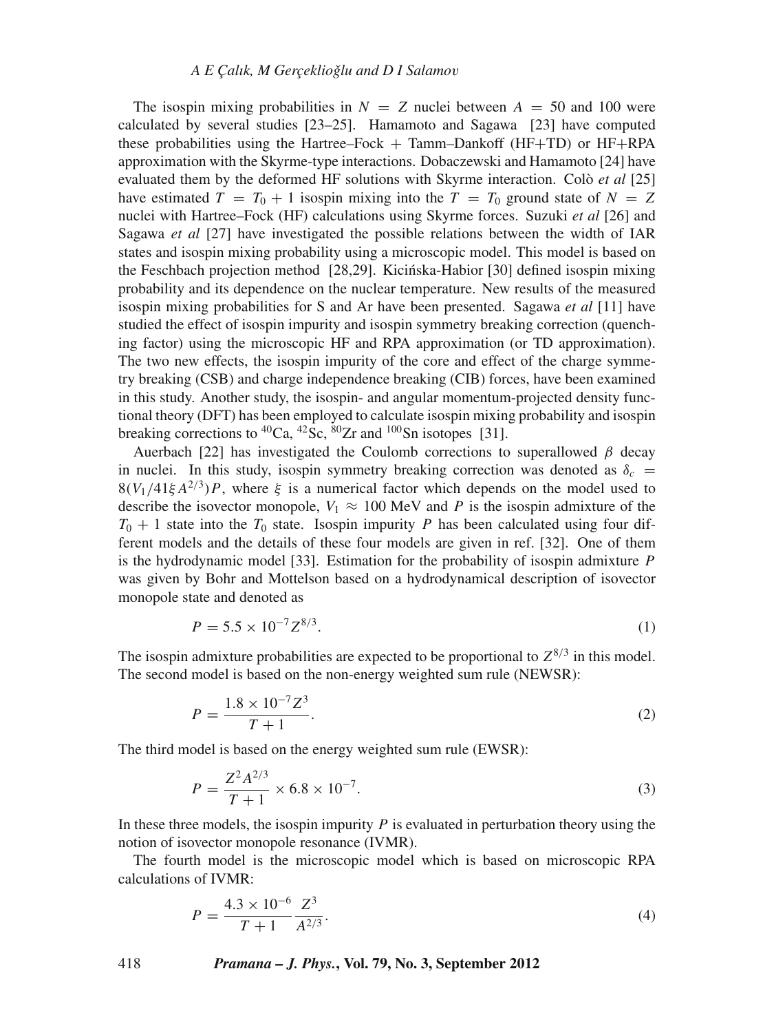The isospin mixing probabilities in $N = Z$ nuclei between $A = 50$ and 100 were calculated by several studies [23–25]. Hamamoto and Sagawa [23] have computed these probabilities using the Hartree–Fock + Tamm–Dankoff (HF+TD) or HF+RPA approximation with the Skyrme-type interactions. Dobaczewski and Hamamoto [24] have evaluated them by the deformed HF solutions with Skyrme interaction. Colò *et al* [25] have estimated $T = T_0 + 1$ isospin mixing into the $T = T_0$ ground state of $N = Z$ nuclei with Hartree–Fock (HF) calculations using Skyrme forces. Suzuki *et al* [26] and Sagawa *et al* [27] have investigated the possible relations between the width of IAR states and isospin mixing probability using a microscopic model. This model is based on the Feschbach projection method [28,29]. Kicińska-Habior [30] defined isospin mixing probability and its dependence on the nuclear temperature. New results of the measured isospin mixing probabilities for S and Ar have been presented. Sagawa *et al* [11] have studied the effect of isospin impurity and isospin symmetry breaking correction (quenching factor) using the microscopic HF and RPA approximation (or TD approximation). The two new effects, the isospin impurity of the core and effect of the charge symmetry breaking (CSB) and charge independence breaking (CIB) forces, have been examined in this study. Another study, the isospin- and angular momentum-projected density functional theory (DFT) has been employed to calculate isospin mixing probability and isospin breaking corrections to $^{40}$Ca, $^{42}$Sc, $^{80}$Zr and $^{100}$Sn isotopes [31].

Auerbach [22] has investigated the Coulomb corrections to superallowed $\beta$ decay in nuclei. In this study, isospin symmetry breaking correction was denoted as $\delta_c = 8(V_1/41\xi A^{2/3})P$, where $\xi$ is a numerical factor which depends on the model used to describe the isovector monopole, $V_1 \approx 100$ MeV and $P$ is the isospin admixture of the $T_0 + 1$ state into the $T_0$ state. Isospin impurity $P$ has been calculated using four different models and the details of these four models are given in ref. [32]. One of them is the hydrodynamic model [33]. Estimation for the probability of isospin admixture $P$ was given by Bohr and Mottelson based on a hydrodynamical description of isovector monopole state and denoted as

$$P = 5.5 \times 10^{-7} Z^{8/3}. \tag{1}$$

The isospin admixture probabilities are expected to be proportional to $Z^{8/3}$ in this model. The second model is based on the non-energy weighted sum rule (NEWSR):

$$P = \frac{1.8 \times 10^{-7} Z^3}{T + 1}. \tag{2}$$

The third model is based on the energy weighted sum rule (EWSR):

$$P = \frac{Z^2 A^{2/3}}{T + 1} \times 6.8 \times 10^{-7}. \tag{3}$$

In these three models, the isospin impurity $P$ is evaluated in perturbation theory using the notion of isovector monopole resonance (IVMR).

The fourth model is the microscopic model which is based on microscopic RPA calculations of IVMR:

$$P = \frac{4.3 \times 10^{-6}}{T + 1} \frac{Z^3}{A^{2/3}}. \tag{4}$$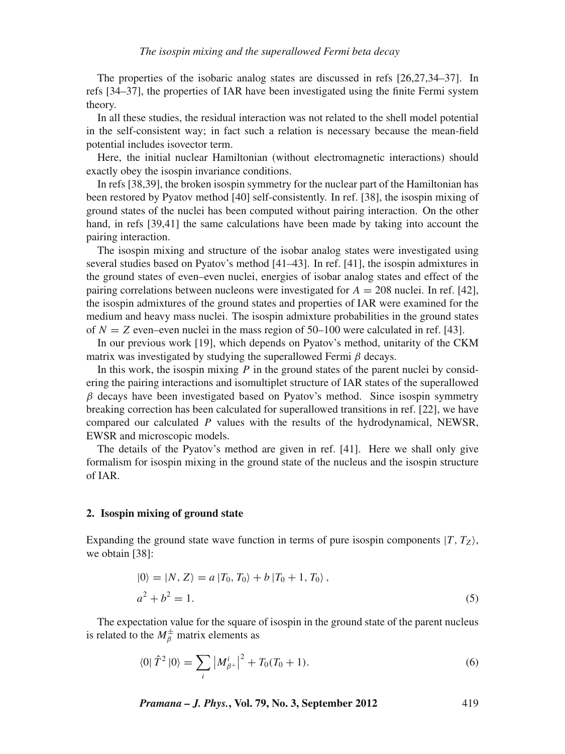The properties of the isobaric analog states are discussed in refs [26,27,34–37]. In refs [34–37], the properties of IAR have been investigated using the finite Fermi system theory.

In all these studies, the residual interaction was not related to the shell model potential in the self-consistent way; in fact such a relation is necessary because the mean-field potential includes isovector term.

Here, the initial nuclear Hamiltonian (without electromagnetic interactions) should exactly obey the isospin invariance conditions.

In refs [38,39], the broken isospin symmetry for the nuclear part of the Hamiltonian has been restored by Pyatov method [40] self-consistently. In ref. [38], the isospin mixing of ground states of the nuclei has been computed without pairing interaction. On the other hand, in refs [39,41] the same calculations have been made by taking into account the pairing interaction.

The isospin mixing and structure of the isobar analog states were investigated using several studies based on Pyatov's method [41–43]. In ref. [41], the isospin admixtures in the ground states of even–even nuclei, energies of isobar analog states and effect of the pairing correlations between nucleons were investigated for $A = 208$ nuclei. In ref. [42], the isospin admixtures of the ground states and properties of IAR were examined for the medium and heavy mass nuclei. The isospin admixture probabilities in the ground states of $N = Z$ even–even nuclei in the mass region of 50–100 were calculated in ref. [43].

In our previous work [19], which depends on Pyatov's method, unitarity of the CKM matrix was investigated by studying the superallowed Fermi $\beta$ decays.

In this work, the isospin mixing $P$ in the ground states of the parent nuclei by considering the pairing interactions and isomultiplet structure of IAR states of the superallowed $\beta$ decays have been investigated based on Pyatov's method. Since isospin symmetry breaking correction has been calculated for superallowed transitions in ref. [22], we have compared our calculated $P$ values with the results of the hydrodynamical, NEWSR, EWSR and microscopic models.

The details of the Pyatov's method are given in ref. [41]. Here we shall only give formalism for isospin mixing in the ground state of the nucleus and the isospin structure of IAR.

## 2. Isospin mixing of ground state

Expanding the ground state wave function in terms of pure isospin components $|T, T_Z\rangle$, we obtain [38]:

$$|0\rangle = |N, Z\rangle = a\,|T_0, T_0\rangle + b\,|T_0 + 1, T_0\rangle\,,$$
$$a^2 + b^2 = 1. \tag{5}$$

The expectation value for the square of isospin in the ground state of the parent nucleus is related to the $M_\beta^\pm$ matrix elements as

$$\langle 0|\,\hat{T}^2\,|0\rangle = \sum_i \left|M^i_{\beta^+}\right|^2 + T_0(T_0 + 1). \tag{6}$$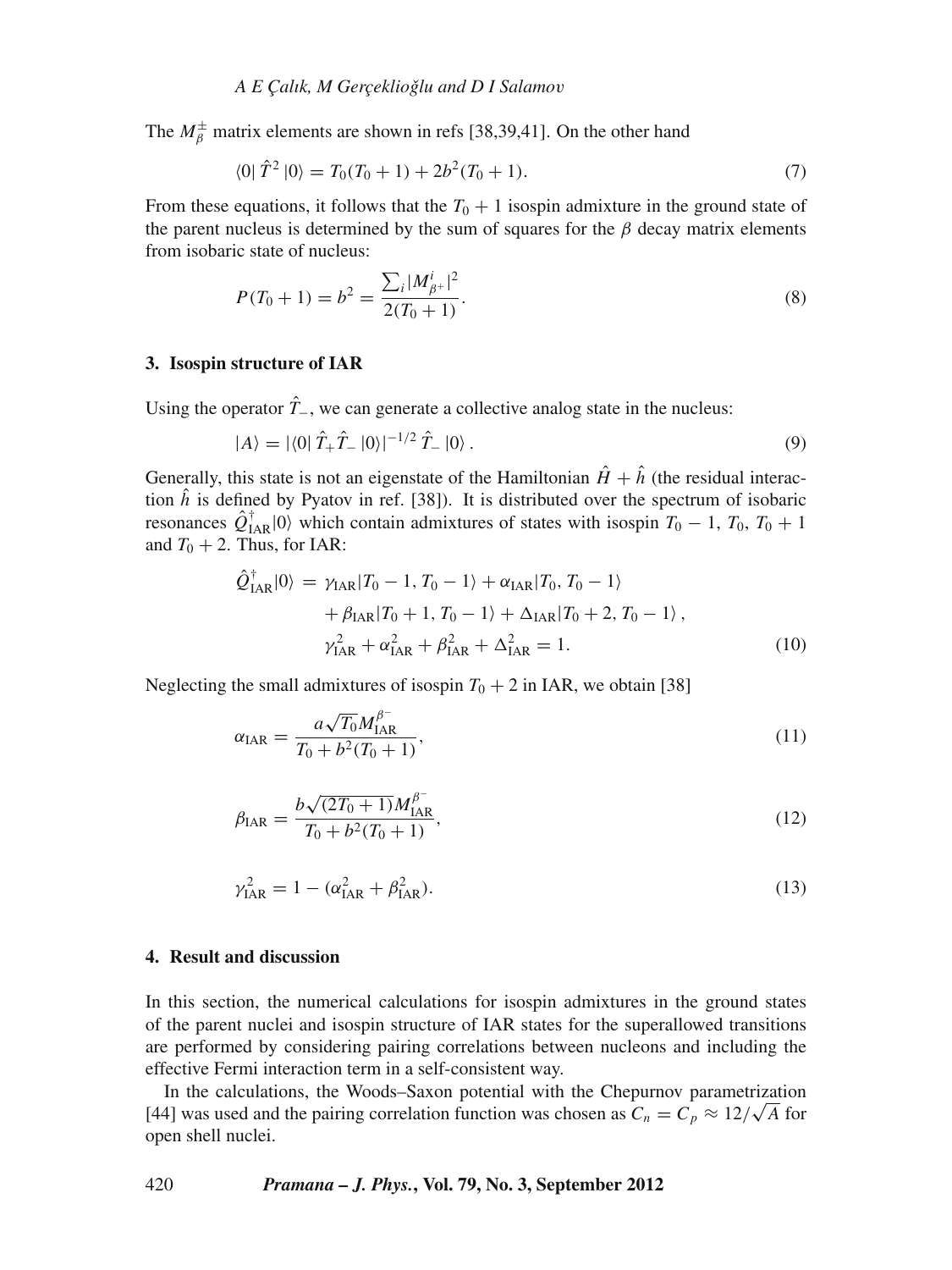The $M_\beta^{\pm}$ matrix elements are shown in refs [38,39,41]. On the other hand

$$\langle 0|\,\hat{T}^2\,|0\rangle = T_0(T_0+1) + 2b^2(T_0+1). \tag{7}$$

From these equations, it follows that the $T_0 + 1$ isospin admixture in the ground state of the parent nucleus is determined by the sum of squares for the $\beta$ decay matrix elements from isobaric state of nucleus:

$$P(T_0+1) = b^2 = \frac{\sum_i |M_{\beta^+}^i|^2}{2(T_0+1)}. \tag{8}$$

## 3. Isospin structure of IAR

Using the operator $\hat{T}_-$, we can generate a collective analog state in the nucleus:

$$|A\rangle = |\langle 0|\,\hat{T}_+\hat{T}_-\,|0\rangle|^{-1/2}\,\hat{T}_-\,|0\rangle\,. \tag{9}$$

Generally, this state is not an eigenstate of the Hamiltonian $\hat{H} + \hat{h}$ (the residual interaction $\hat{h}$ is defined by Pyatov in ref. [38]). It is distributed over the spectrum of isobaric resonances $\hat{Q}^\dagger_{\rm IAR}|0\rangle$ which contain admixtures of states with isospin $T_0 - 1$, $T_0$, $T_0 + 1$ and $T_0 + 2$. Thus, for IAR:

$$\begin{aligned}
\hat{Q}^\dagger_{\rm IAR}|0\rangle &= \gamma_{\rm IAR}|T_0-1, T_0-1\rangle + \alpha_{\rm IAR}|T_0, T_0-1\rangle \\
&\quad + \beta_{\rm IAR}|T_0+1, T_0-1\rangle + \Delta_{\rm IAR}|T_0+2, T_0-1\rangle\,, \\
&\quad \gamma^2_{\rm IAR} + \alpha^2_{\rm IAR} + \beta^2_{\rm IAR} + \Delta^2_{\rm IAR} = 1.
\end{aligned} \tag{10}$$

Neglecting the small admixtures of isospin $T_0 + 2$ in IAR, we obtain [38]

$$\alpha_{\rm IAR} = \frac{a\sqrt{T_0}M^{\beta^-}_{\rm IAR}}{T_0 + b^2(T_0+1)}, \tag{11}$$

$$\beta_{\rm IAR} = \frac{b\sqrt{(2T_0+1)}M^{\beta^-}_{\rm IAR}}{T_0 + b^2(T_0+1)}, \tag{12}$$

$$\gamma^2_{\rm IAR} = 1 - (\alpha^2_{\rm IAR} + \beta^2_{\rm IAR}). \tag{13}$$

## 4. Result and discussion

In this section, the numerical calculations for isospin admixtures in the ground states of the parent nuclei and isospin structure of IAR states for the superallowed transitions are performed by considering pairing correlations between nucleons and including the effective Fermi interaction term in a self-consistent way.

In the calculations, the Woods–Saxon potential with the Chepurnov parametrization [44] was used and the pairing correlation function was chosen as $C_n = C_p \approx 12/\sqrt{A}$ for open shell nuclei.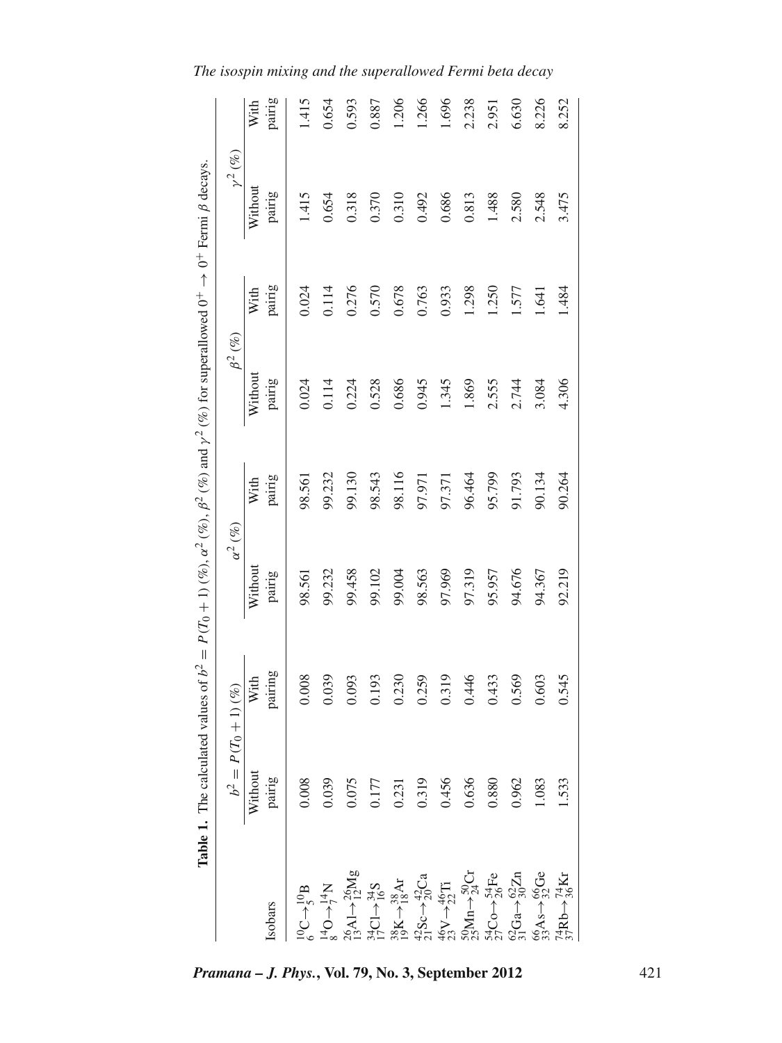**Table 1.** The calculated values of $b^2 = P(T_0 + 1)$ (%), $\alpha^2$ (%), $\beta^2$ (%) and $\gamma^2$ (%) for superallowed $0^+ \rightarrow 0^+$ Fermi $\beta$ decays.

| Isobars | $b^2 = P(T_0+1)$ (%) | | $\alpha^2$ (%) | | $\beta^2$ (%) | | $\gamma^2$ (%) | |
|---|---|---|---|---|---|---|---|---|
| | Without pairig | With pairing | Without pairig | With pairig | Without pairig | With pairig | Without pairig | With pairig |
| ${}^{10}_{6}\mathrm{C} \rightarrow {}^{10}_{5}\mathrm{B}$ | 0.008 | 0.008 | 98.561 | 98.561 | 0.024 | 0.024 | 1.415 | 1.415 |
| ${}^{14}_{8}\mathrm{O} \rightarrow {}^{14}_{7}\mathrm{N}$ | 0.039 | 0.039 | 99.232 | 99.232 | 0.114 | 0.114 | 0.654 | 0.654 |
| ${}^{26}_{13}\mathrm{Al} \rightarrow {}^{26}_{12}\mathrm{Mg}$ | 0.075 | 0.093 | 99.458 | 99.130 | 0.224 | 0.276 | 0.318 | 0.593 |
| ${}^{34}_{17}\mathrm{Cl} \rightarrow {}^{34}_{16}\mathrm{S}$ | 0.177 | 0.193 | 99.102 | 98.543 | 0.528 | 0.570 | 0.370 | 0.887 |
| ${}^{38}_{19}\mathrm{K} \rightarrow {}^{38}_{18}\mathrm{Ar}$ | 0.231 | 0.230 | 99.004 | 98.116 | 0.686 | 0.678 | 0.310 | 1.206 |
| ${}^{42}_{21}\mathrm{Sc} \rightarrow {}^{42}_{20}\mathrm{Ca}$ | 0.319 | 0.259 | 98.563 | 97.971 | 0.945 | 0.763 | 0.492 | 1.266 |
| ${}^{46}_{23}\mathrm{V} \rightarrow {}^{46}_{22}\mathrm{Ti}$ | 0.456 | 0.319 | 97.969 | 97.371 | 1.345 | 0.933 | 0.686 | 1.696 |
| ${}^{50}_{25}\mathrm{Mn} \rightarrow {}^{50}_{24}\mathrm{Cr}$ | 0.636 | 0.446 | 97.319 | 96.464 | 1.869 | 1.298 | 0.813 | 2.238 |
| ${}^{54}_{27}\mathrm{Co} \rightarrow {}^{54}_{26}\mathrm{Fe}$ | 0.880 | 0.433 | 95.957 | 95.799 | 2.555 | 1.250 | 1.488 | 2.951 |
| ${}^{62}_{31}\mathrm{Ga} \rightarrow {}^{62}_{30}\mathrm{Zn}$ | 0.962 | 0.569 | 94.676 | 91.793 | 2.744 | 1.577 | 2.580 | 6.630 |
| ${}^{66}_{33}\mathrm{As} \rightarrow {}^{66}_{32}\mathrm{Ge}$ | 1.083 | 0.603 | 94.367 | 90.134 | 3.084 | 1.641 | 2.548 | 8.226 |
| ${}^{74}_{37}\mathrm{Rb} \rightarrow {}^{74}_{36}\mathrm{Kr}$ | 1.533 | 0.545 | 92.219 | 90.264 | 4.306 | 1.484 | 3.475 | 8.252 |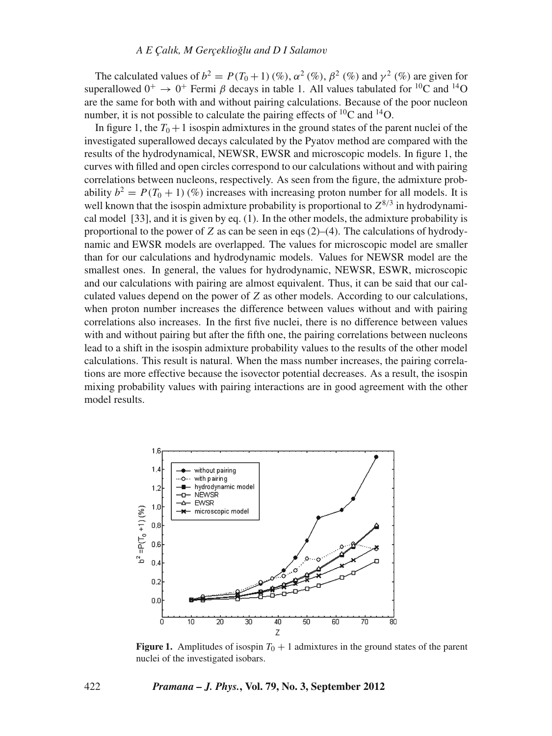The calculated values of $b^2 = P(T_0 + 1)$ (%), $\alpha^2$ (%), $\beta^2$ (%) and $\gamma^2$ (%) are given for superallowed $0^+ \rightarrow 0^+$ Fermi $\beta$ decays in table 1. All values tabulated for $^{10}$C and $^{14}$O are the same for both with and without pairing calculations. Because of the poor nucleon number, it is not possible to calculate the pairing effects of $^{10}$C and $^{14}$O.

In figure 1, the $T_0 + 1$ isospin admixtures in the ground states of the parent nuclei of the investigated superallowed decays calculated by the Pyatov method are compared with the results of the hydrodynamical, NEWSR, EWSR and microscopic models. In figure 1, the curves with filled and open circles correspond to our calculations without and with pairing correlations between nucleons, respectively. As seen from the figure, the admixture probability $b^2 = P(T_0 + 1)$ (%) increases with increasing proton number for all models. It is well known that the isospin admixture probability is proportional to $Z^{8/3}$ in hydrodynamical model [33], and it is given by eq. (1). In the other models, the admixture probability is proportional to the power of $Z$ as can be seen in eqs (2)–(4). The calculations of hydrodynamic and EWSR models are overlapped. The values for microscopic model are smaller than for our calculations and hydrodynamic models. Values for NEWSR model are the smallest ones. In general, the values for hydrodynamic, NEWSR, ESWR, microscopic and our calculations with pairing are almost equivalent. Thus, it can be said that our calculated values depend on the power of $Z$ as other models. According to our calculations, when proton number increases the difference between values without and with pairing correlations also increases. In the first five nuclei, there is no difference between values with and without pairing but after the fifth one, the pairing correlations between nucleons lead to a shift in the isospin admixture probability values to the results of the other model calculations. This result is natural. When the mass number increases, the pairing correlations are more effective because the isovector potential decreases. As a result, the isospin mixing probability values with pairing interactions are in good agreement with the other model results.

**Figure 1.** Amplitudes of isospin $T_0 + 1$ admixtures in the ground states of the parent nuclei of the investigated isobars.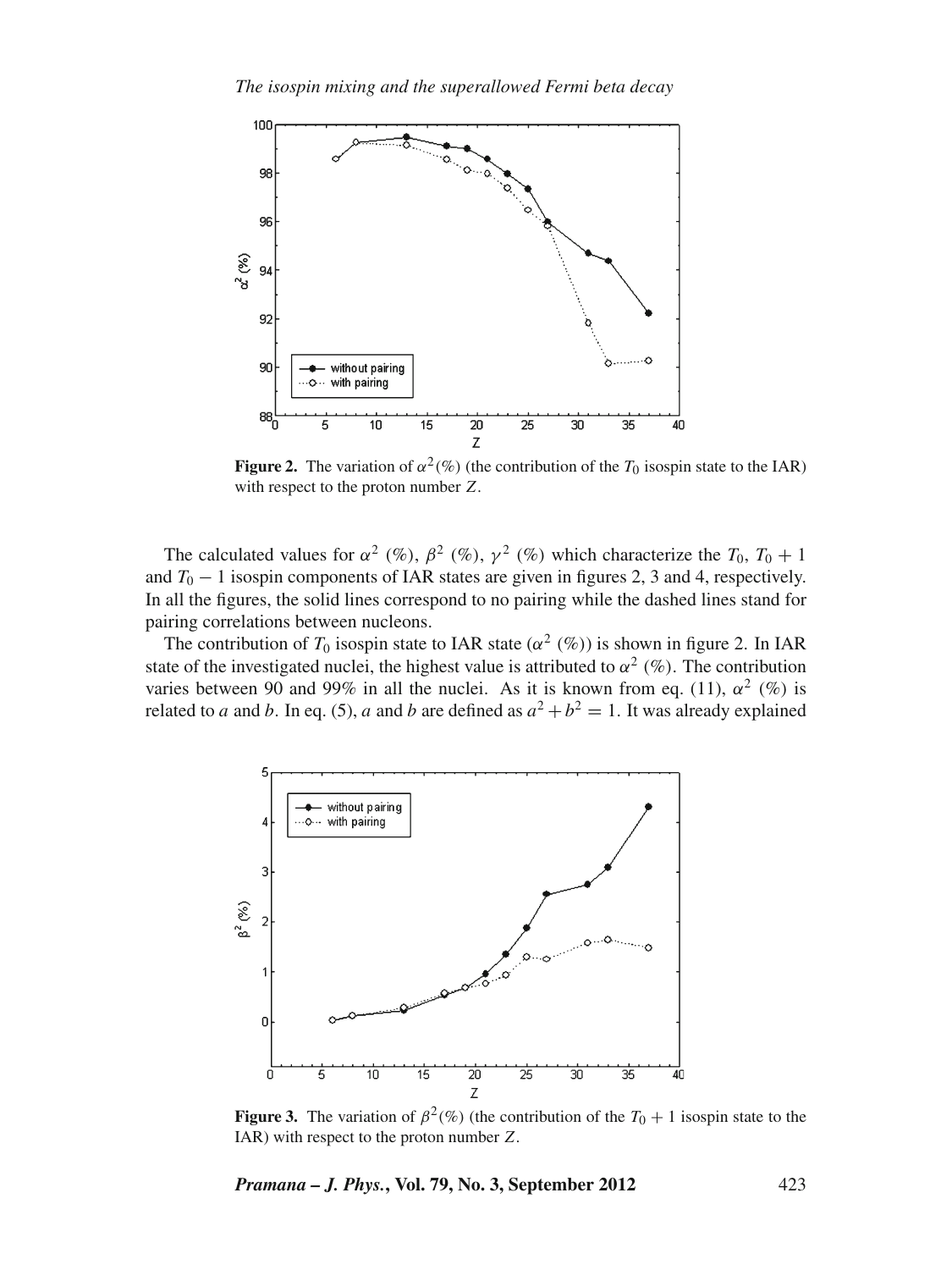**Figure 2.** The variation of $\alpha^2$(%) (the contribution of the $T_0$ isospin state to the IAR) with respect to the proton number $Z$.

The calculated values for $\alpha^2$ (%), $\beta^2$ (%), $\gamma^2$ (%) which characterize the $T_0$, $T_0 + 1$ and $T_0 - 1$ isospin components of IAR states are given in figures 2, 3 and 4, respectively. In all the figures, the solid lines correspond to no pairing while the dashed lines stand for pairing correlations between nucleons.

The contribution of $T_0$ isospin state to IAR state ($\alpha^2$ (%)) is shown in figure 2. In IAR state of the investigated nuclei, the highest value is attributed to $\alpha^2$ (%). The contribution varies between 90 and 99% in all the nuclei. As it is known from eq. (11), $\alpha^2$ (%) is related to $a$ and $b$. In eq. (5), $a$ and $b$ are defined as $a^2 + b^2 = 1$. It was already explained

**Figure 3.** The variation of $\beta^2$(%) (the contribution of the $T_0 + 1$ isospin state to the IAR) with respect to the proton number $Z$.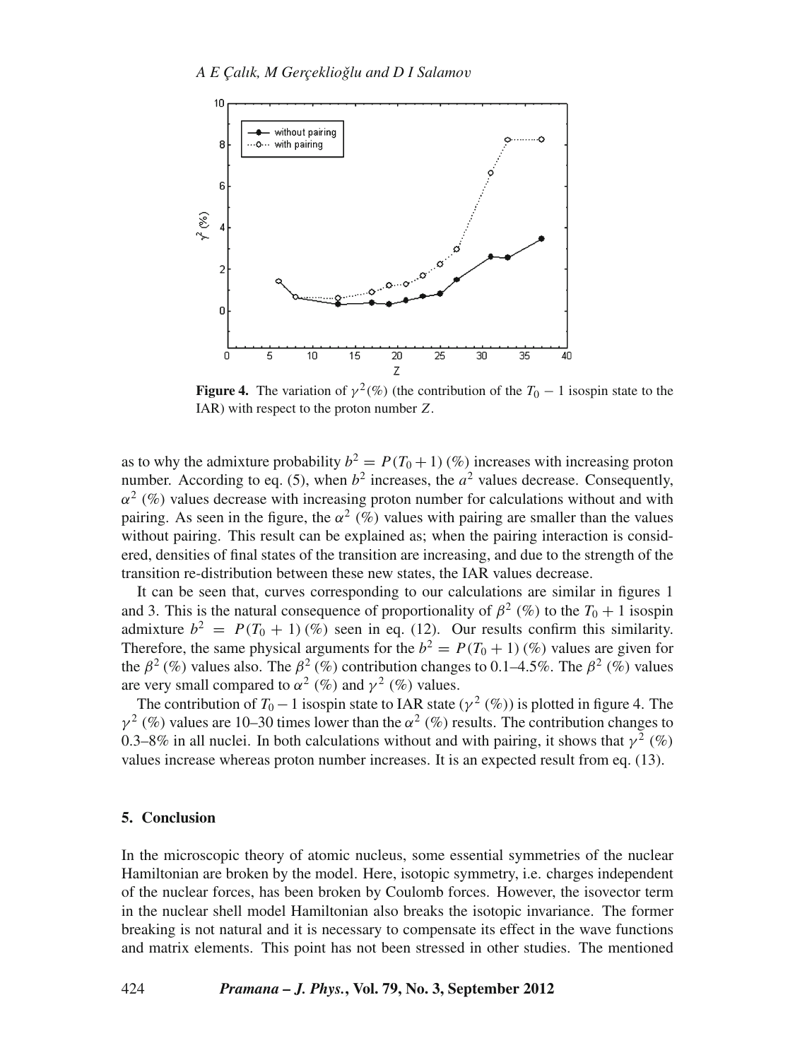**Figure 4.** The variation of $\gamma^2(\%)$ (the contribution of the $T_0 - 1$ isospin state to the IAR) with respect to the proton number $Z$.

as to why the admixture probability $b^2 = P(T_0 + 1)\,(\%)$ increases with increasing proton number. According to eq. (5), when $b^2$ increases, the $a^2$ values decrease. Consequently, $\alpha^2$ (%) values decrease with increasing proton number for calculations without and with pairing. As seen in the figure, the $\alpha^2$ (%) values with pairing are smaller than the values without pairing. This result can be explained as; when the pairing interaction is considered, densities of final states of the transition are increasing, and due to the strength of the transition re-distribution between these new states, the IAR values decrease.

It can be seen that, curves corresponding to our calculations are similar in figures 1 and 3. This is the natural consequence of proportionality of $\beta^2$ (%) to the $T_0 + 1$ isospin admixture $b^2 = P(T_0 + 1)\,(\%)$ seen in eq. (12). Our results confirm this similarity. Therefore, the same physical arguments for the $b^2 = P(T_0 + 1)\,(\%)$ values are given for the $\beta^2$ (%) values also. The $\beta^2$ (%) contribution changes to 0.1–4.5%. The $\beta^2$ (%) values are very small compared to $\alpha^2$ (%) and $\gamma^2$ (%) values.

The contribution of $T_0 - 1$ isospin state to IAR state ($\gamma^2$ (%)) is plotted in figure 4. The $\gamma^2$ (%) values are 10–30 times lower than the $\alpha^2$ (%) results. The contribution changes to 0.3–8% in all nuclei. In both calculations without and with pairing, it shows that $\gamma^2$ (%) values increase whereas proton number increases. It is an expected result from eq. (13).

## 5. Conclusion

In the microscopic theory of atomic nucleus, some essential symmetries of the nuclear Hamiltonian are broken by the model. Here, isotopic symmetry, i.e. charges independent of the nuclear forces, has been broken by Coulomb forces. However, the isovector term in the nuclear shell model Hamiltonian also breaks the isotopic invariance. The former breaking is not natural and it is necessary to compensate its effect in the wave functions and matrix elements. This point has not been stressed in other studies. The mentioned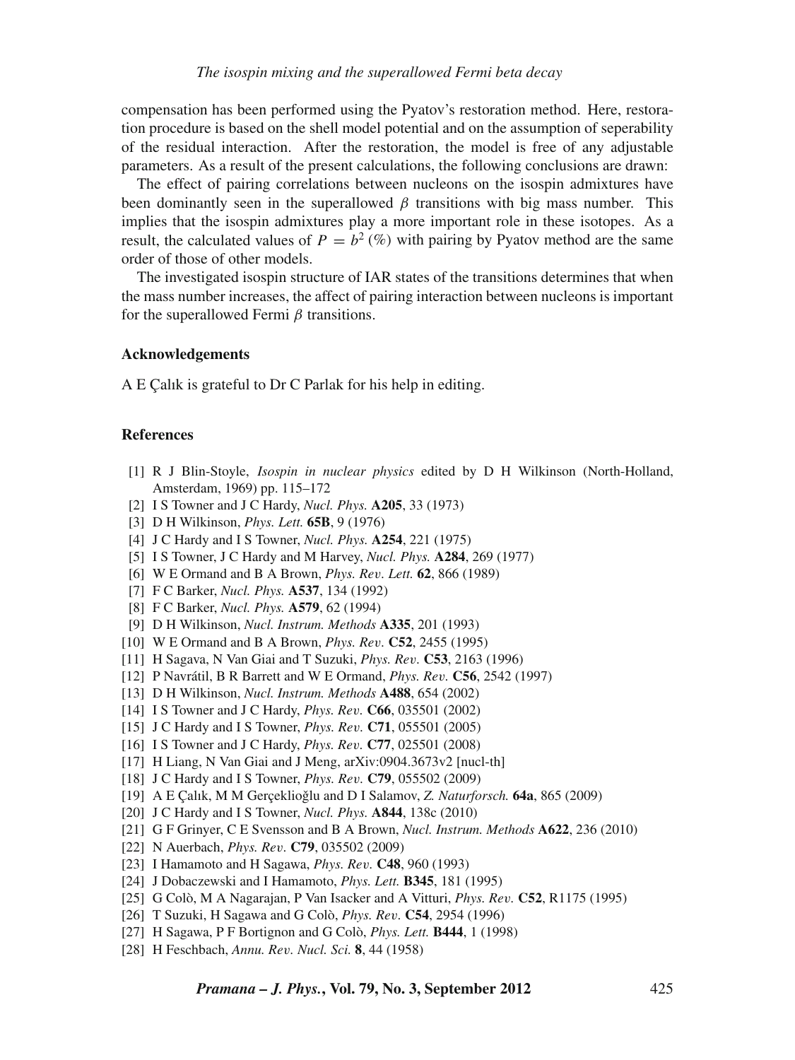compensation has been performed using the Pyatov's restoration method. Here, restoration procedure is based on the shell model potential and on the assumption of seperability of the residual interaction. After the restoration, the model is free of any adjustable parameters. As a result of the present calculations, the following conclusions are drawn:

The effect of pairing correlations between nucleons on the isospin admixtures have been dominantly seen in the superallowed $\beta$ transitions with big mass number. This implies that the isospin admixtures play a more important role in these isotopes. As a result, the calculated values of $P = b^2\,(\%)$ with pairing by Pyatov method are the same order of those of other models.

The investigated isospin structure of IAR states of the transitions determines that when the mass number increases, the affect of pairing interaction between nucleons is important for the superallowed Fermi $\beta$ transitions.

### Acknowledgements

A E Çalık is grateful to Dr C Parlak for his help in editing.

### References

[1] R J Blin-Stoyle, *Isospin in nuclear physics* edited by D H Wilkinson (North-Holland, Amsterdam, 1969) pp. 115–172

[2] I S Towner and J C Hardy, *Nucl. Phys.* **A205**, 33 (1973)

[3] D H Wilkinson, *Phys. Lett.* **65B**, 9 (1976)

[4] J C Hardy and I S Towner, *Nucl. Phys.* **A254**, 221 (1975)

[5] I S Towner, J C Hardy and M Harvey, *Nucl. Phys.* **A284**, 269 (1977)

[6] W E Ormand and B A Brown, *Phys. Rev. Lett.* **62**, 866 (1989)

[7] F C Barker, *Nucl. Phys.* **A537**, 134 (1992)

[8] F C Barker, *Nucl. Phys.* **A579**, 62 (1994)

[9] D H Wilkinson, *Nucl. Instrum. Methods* **A335**, 201 (1993)

[10] W E Ormand and B A Brown, *Phys. Rev.* **C52**, 2455 (1995)

[11] H Sagava, N Van Giai and T Suzuki, *Phys. Rev.* **C53**, 2163 (1996)

[12] P Navrátil, B R Barrett and W E Ormand, *Phys. Rev.* **C56**, 2542 (1997)

[13] D H Wilkinson, *Nucl. Instrum. Methods* **A488**, 654 (2002)

[14] I S Towner and J C Hardy, *Phys. Rev.* **C66**, 035501 (2002)

[15] J C Hardy and I S Towner, *Phys. Rev.* **C71**, 055501 (2005)

[16] I S Towner and J C Hardy, *Phys. Rev.* **C77**, 025501 (2008)

[17] H Liang, N Van Giai and J Meng, arXiv:0904.3673v2 [nucl-th]

[18] J C Hardy and I S Towner, *Phys. Rev.* **C79**, 055502 (2009)

[19] A E Çalık, M M Gerçeklioğlu and D I Salamov, *Z. Naturforsch.* **64a**, 865 (2009)

[20] J C Hardy and I S Towner, *Nucl. Phys.* **A844**, 138c (2010)

[21] G F Grinyer, C E Svensson and B A Brown, *Nucl. Instrum. Methods* **A622**, 236 (2010)

[22] N Auerbach, *Phys. Rev.* **C79**, 035502 (2009)

[23] I Hamamoto and H Sagawa, *Phys. Rev.* **C48**, 960 (1993)

[24] J Dobaczewski and I Hamamoto, *Phys. Lett.* **B345**, 181 (1995)

[25] G Colò, M A Nagarajan, P Van Isacker and A Vitturi, *Phys. Rev.* **C52**, R1175 (1995)

[26] T Suzuki, H Sagawa and G Colò, *Phys. Rev.* **C54**, 2954 (1996)

[27] H Sagawa, P F Bortignon and G Colò, *Phys. Lett.* **B444**, 1 (1998)

[28] H Feschbach, *Annu. Rev. Nucl. Sci.* **8**, 44 (1958)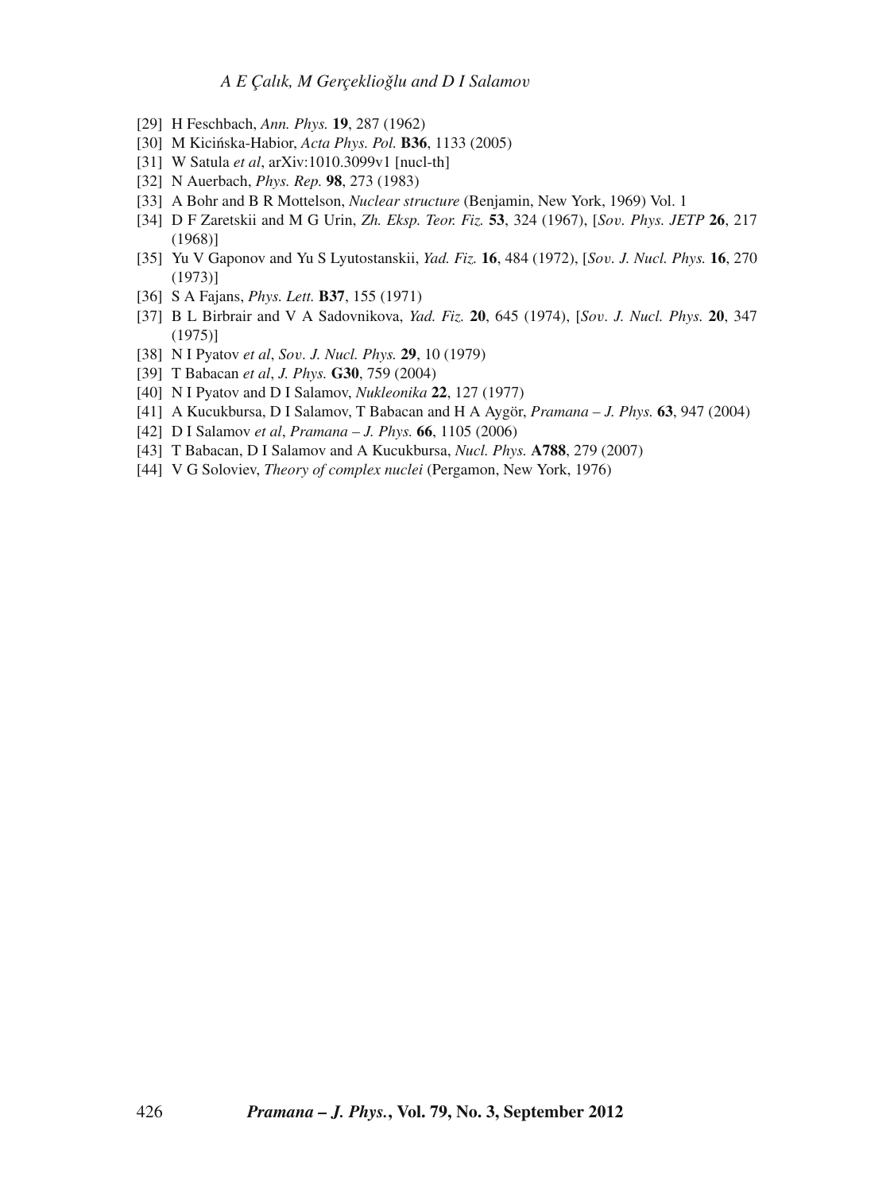[29] H Feschbach, *Ann. Phys.* **19**, 287 (1962)
[30] M Kicińska-Habior, *Acta Phys. Pol.* **B36**, 1133 (2005)
[31] W Satula *et al*, arXiv:1010.3099v1 [nucl-th]
[32] N Auerbach, *Phys. Rep.* **98**, 273 (1983)
[33] A Bohr and B R Mottelson, *Nuclear structure* (Benjamin, New York, 1969) Vol. 1
[34] D F Zaretskii and M G Urin, *Zh. Eksp. Teor. Fiz.* **53**, 324 (1967), [*Sov. Phys. JETP* **26**, 217 (1968)]
[35] Yu V Gaponov and Yu S Lyutostanskii, *Yad. Fiz.* **16**, 484 (1972), [*Sov. J. Nucl. Phys.* **16**, 270 (1973)]
[36] S A Fajans, *Phys. Lett.* **B37**, 155 (1971)
[37] B L Birbrair and V A Sadovnikova, *Yad. Fiz.* **20**, 645 (1974), [*Sov. J. Nucl. Phys.* **20**, 347 (1975)]
[38] N I Pyatov *et al*, *Sov. J. Nucl. Phys.* **29**, 10 (1979)
[39] T Babacan *et al*, *J. Phys.* **G30**, 759 (2004)
[40] N I Pyatov and D I Salamov, *Nukleonika* **22**, 127 (1977)
[41] A Kucukbursa, D I Salamov, T Babacan and H A Aygör, *Pramana – J. Phys.* **63**, 947 (2004)
[42] D I Salamov *et al*, *Pramana – J. Phys.* **66**, 1105 (2006)
[43] T Babacan, D I Salamov and A Kucukbursa, *Nucl. Phys.* **A788**, 279 (2007)
[44] V G Soloviev, *Theory of complex nuclei* (Pergamon, New York, 1976)